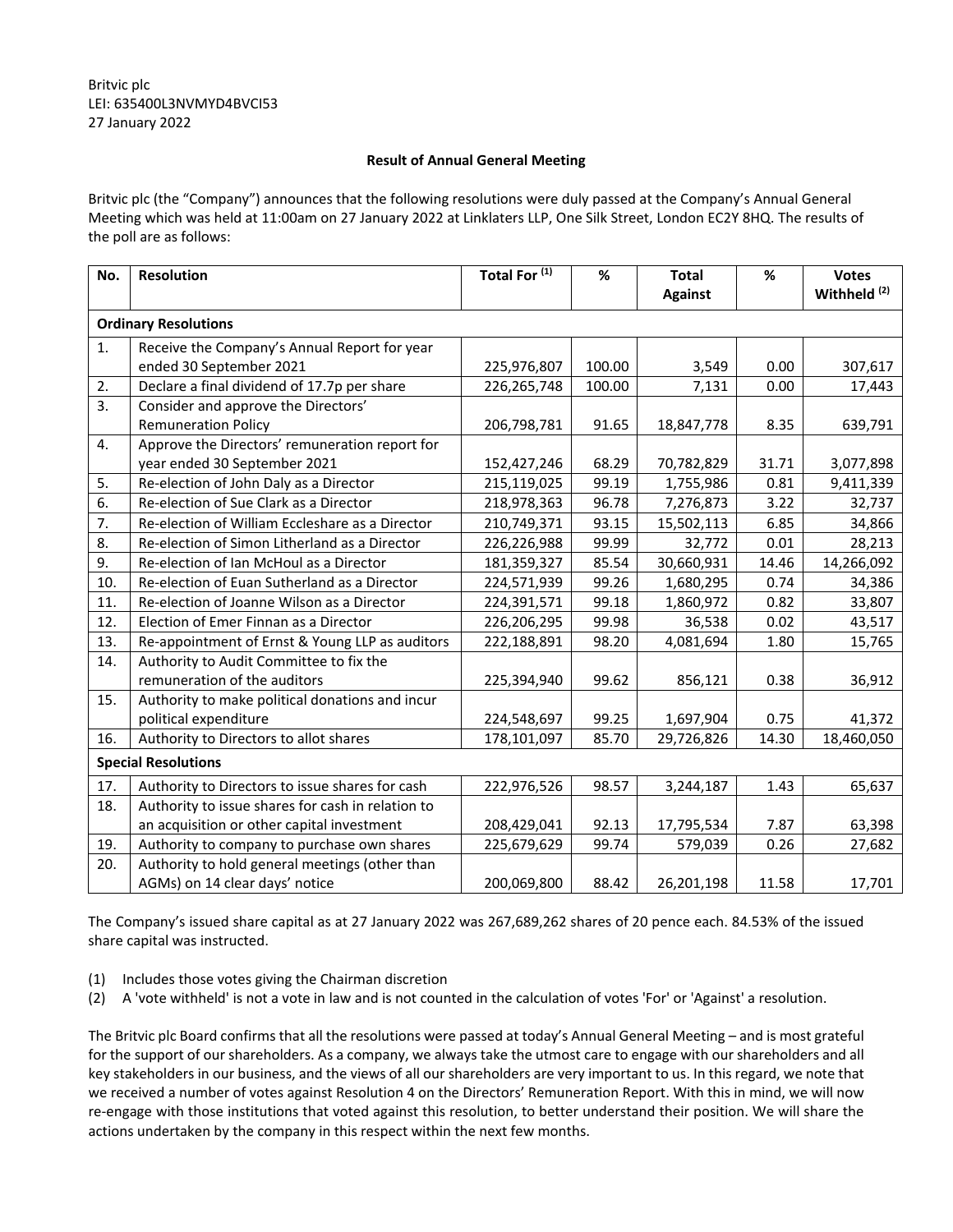Britvic plc
LEI: 635400L3NVMYD4BVCI53
27 January 2022

**Result of Annual General Meeting**

Britvic plc (the "Company") announces that the following resolutions were duly passed at the Company's Annual General Meeting which was held at 11:00am on 27 January 2022 at Linklaters LLP, One Silk Street, London EC2Y 8HQ. The results of the poll are as follows:

| No. | Resolution | Total For [(1)] | % | Total Against | % | Votes Withheld [(2)] |
|---|---|---|---|---|---|---|
| **Ordinary Resolutions** | | | | | | |
| 1. | Receive the Company's Annual Report for year ended 30 September 2021 | 225,976,807 | 100.00 | 3,549 | 0.00 | 307,617 |
| 2. | Declare a final dividend of 17.7p per share | 226,265,748 | 100.00 | 7,131 | 0.00 | 17,443 |
| 3. | Consider and approve the Directors' Remuneration Policy | 206,798,781 | 91.65 | 18,847,778 | 8.35 | 639,791 |
| 4. | Approve the Directors' remuneration report for year ended 30 September 2021 | 152,427,246 | 68.29 | 70,782,829 | 31.71 | 3,077,898 |
| 5. | Re-election of John Daly as a Director | 215,119,025 | 99.19 | 1,755,986 | 0.81 | 9,411,339 |
| 6. | Re-election of Sue Clark as a Director | 218,978,363 | 96.78 | 7,276,873 | 3.22 | 32,737 |
| 7. | Re-election of William Eccleshare as a Director | 210,749,371 | 93.15 | 15,502,113 | 6.85 | 34,866 |
| 8. | Re-election of Simon Litherland as a Director | 226,226,988 | 99.99 | 32,772 | 0.01 | 28,213 |
| 9. | Re-election of Ian McHoul as a Director | 181,359,327 | 85.54 | 30,660,931 | 14.46 | 14,266,092 |
| 10. | Re-election of Euan Sutherland as a Director | 224,571,939 | 99.26 | 1,680,295 | 0.74 | 34,386 |
| 11. | Re-election of Joanne Wilson as a Director | 224,391,571 | 99.18 | 1,860,972 | 0.82 | 33,807 |
| 12. | Election of Emer Finnan as a Director | 226,206,295 | 99.98 | 36,538 | 0.02 | 43,517 |
| 13. | Re-appointment of Ernst & Young LLP as auditors | 222,188,891 | 98.20 | 4,081,694 | 1.80 | 15,765 |
| 14. | Authority to Audit Committee to fix the remuneration of the auditors | 225,394,940 | 99.62 | 856,121 | 0.38 | 36,912 |
| 15. | Authority to make political donations and incur political expenditure | 224,548,697 | 99.25 | 1,697,904 | 0.75 | 41,372 |
| 16. | Authority to Directors to allot shares | 178,101,097 | 85.70 | 29,726,826 | 14.30 | 18,460,050 |
| **Special Resolutions** | | | | | | |
| 17. | Authority to Directors to issue shares for cash | 222,976,526 | 98.57 | 3,244,187 | 1.43 | 65,637 |
| 18. | Authority to issue shares for cash in relation to an acquisition or other capital investment | 208,429,041 | 92.13 | 17,795,534 | 7.87 | 63,398 |
| 19. | Authority to company to purchase own shares | 225,679,629 | 99.74 | 579,039 | 0.26 | 27,682 |
| 20. | Authority to hold general meetings (other than AGMs) on 14 clear days' notice | 200,069,800 | 88.42 | 26,201,198 | 11.58 | 17,701 |

The Company's issued share capital as at 27 January 2022 was 267,689,262 shares of 20 pence each. 84.53% of the issued share capital was instructed.

(1) Includes those votes giving the Chairman discretion
(2) A 'vote withheld' is not a vote in law and is not counted in the calculation of votes 'For' or 'Against' a resolution.

The Britvic plc Board confirms that all the resolutions were passed at today's Annual General Meeting – and is most grateful for the support of our shareholders. As a company, we always take the utmost care to engage with our shareholders and all key stakeholders in our business, and the views of all our shareholders are very important to us. In this regard, we note that we received a number of votes against Resolution 4 on the Directors' Remuneration Report. With this in mind, we will now re-engage with those institutions that voted against this resolution, to better understand their position. We will share the actions undertaken by the company in this respect within the next few months.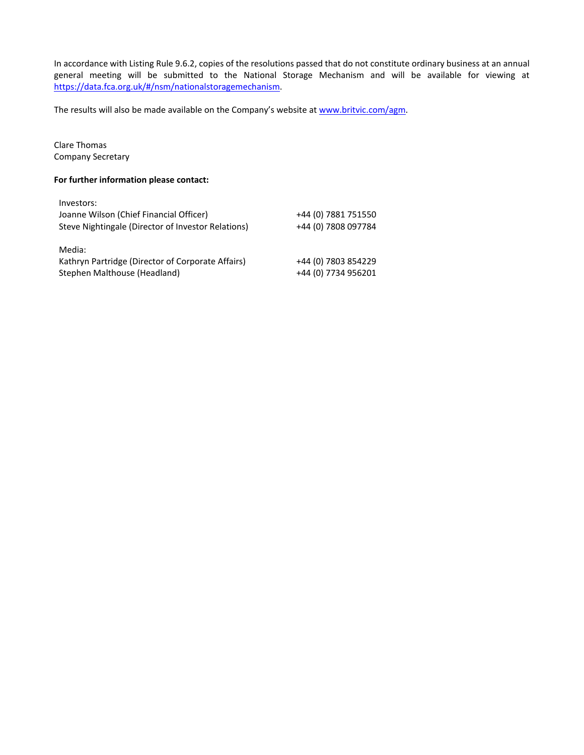In accordance with Listing Rule 9.6.2, copies of the resolutions passed that do not constitute ordinary business at an annual general meeting will be submitted to the National Storage Mechanism and will be available for viewing at https://data.fca.org.uk/#/nsm/nationalstoragemechanism.

The results will also be made available on the Company's website at www.britvic.com/agm.

Clare Thomas
Company Secretary

**For further information please contact:**

| | |
|---|---|
| Investors: | |
| Joanne Wilson (Chief Financial Officer) | +44 (0) 7881 751550 |
| Steve Nightingale (Director of Investor Relations) | +44 (0) 7808 097784 |
| | |
| Media: | |
| Kathryn Partridge (Director of Corporate Affairs) | +44 (0) 7803 854229 |
| Stephen Malthouse (Headland) | +44 (0) 7734 956201 |